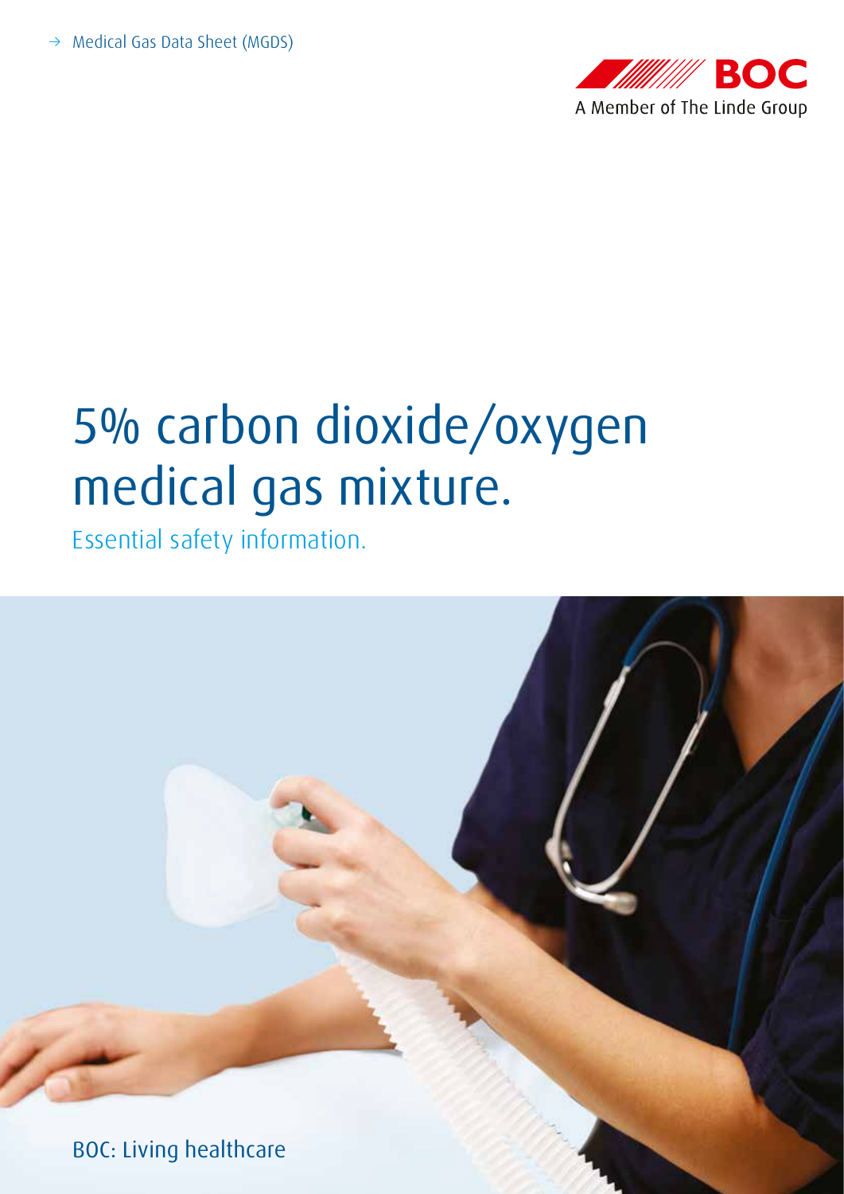→ Medical Gas Data Sheet (MGDS)

BOC

A Member of The Linde Group

# 5% carbon dioxide/oxygen medical gas mixture.

Essential safety information.

BOC: Living healthcare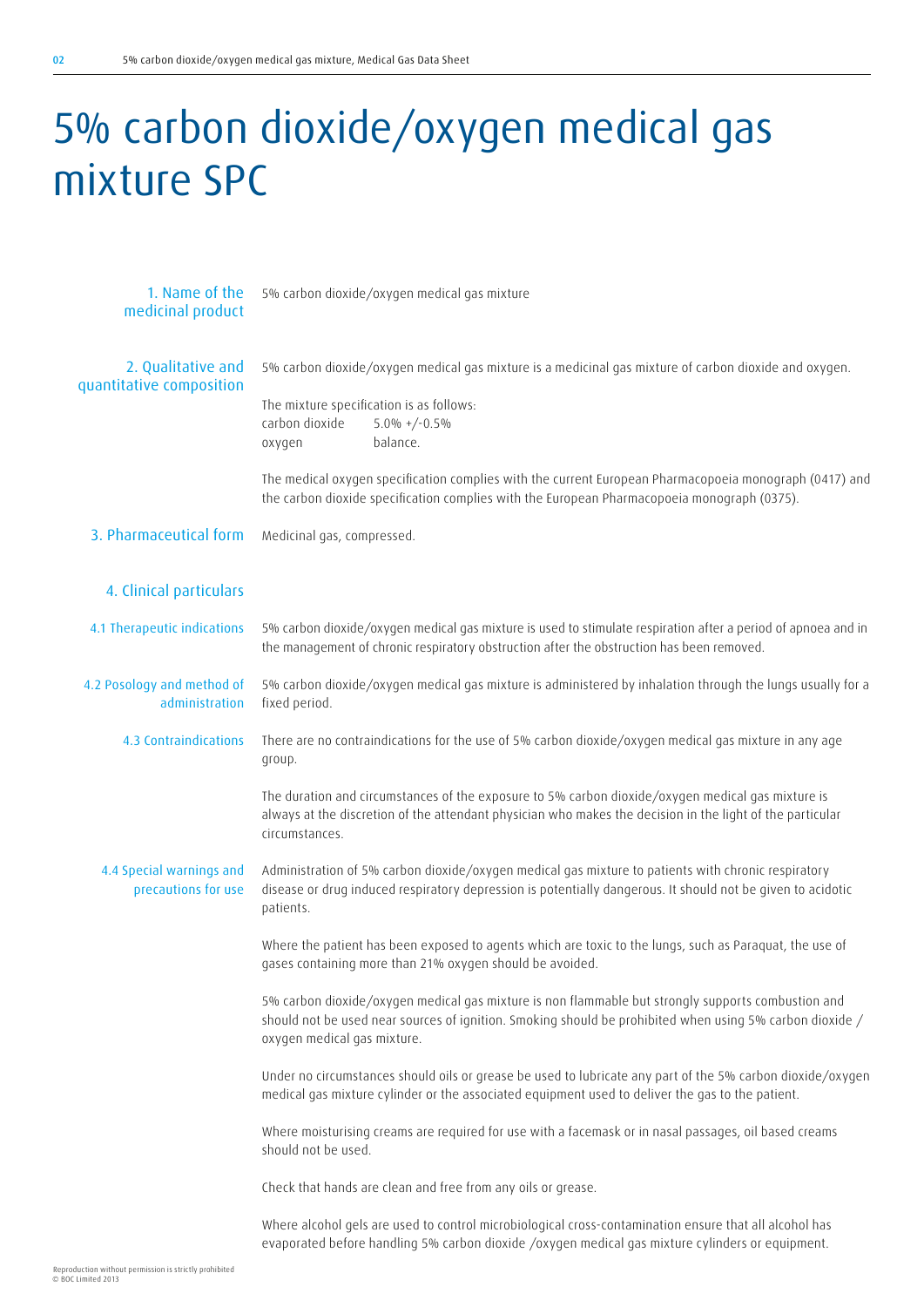# 5% carbon dioxide/oxygen medical gas mixture SPC

## 1. Name of the medicinal product

5% carbon dioxide/oxygen medical gas mixture

## 2. Qualitative and quantitative composition

5% carbon dioxide/oxygen medical gas mixture is a medicinal gas mixture of carbon dioxide and oxygen.

The mixture specification is as follows:

| | |
|---|---|
| carbon dioxide | 5.0% +/-0.5% |
| oxygen | balance. |

The medical oxygen specification complies with the current European Pharmacopoeia monograph (0417) and the carbon dioxide specification complies with the European Pharmacopoeia monograph (0375).

## 3. Pharmaceutical form

Medicinal gas, compressed.

## 4. Clinical particulars

### 4.1 Therapeutic indications

5% carbon dioxide/oxygen medical gas mixture is used to stimulate respiration after a period of apnoea and in the management of chronic respiratory obstruction after the obstruction has been removed.

### 4.2 Posology and method of administration

5% carbon dioxide/oxygen medical gas mixture is administered by inhalation through the lungs usually for a fixed period.

### 4.3 Contraindications

There are no contraindications for the use of 5% carbon dioxide/oxygen medical gas mixture in any age group.

The duration and circumstances of the exposure to 5% carbon dioxide/oxygen medical gas mixture is always at the discretion of the attendant physician who makes the decision in the light of the particular circumstances.

### 4.4 Special warnings and precautions for use

Administration of 5% carbon dioxide/oxygen medical gas mixture to patients with chronic respiratory disease or drug induced respiratory depression is potentially dangerous. It should not be given to acidotic patients.

Where the patient has been exposed to agents which are toxic to the lungs, such as Paraquat, the use of gases containing more than 21% oxygen should be avoided.

5% carbon dioxide/oxygen medical gas mixture is non flammable but strongly supports combustion and should not be used near sources of ignition. Smoking should be prohibited when using 5% carbon dioxide / oxygen medical gas mixture.

Under no circumstances should oils or grease be used to lubricate any part of the 5% carbon dioxide/oxygen medical gas mixture cylinder or the associated equipment used to deliver the gas to the patient.

Where moisturising creams are required for use with a facemask or in nasal passages, oil based creams should not be used.

Check that hands are clean and free from any oils or grease.

Where alcohol gels are used to control microbiological cross-contamination ensure that all alcohol has evaporated before handling 5% carbon dioxide /oxygen medical gas mixture cylinders or equipment.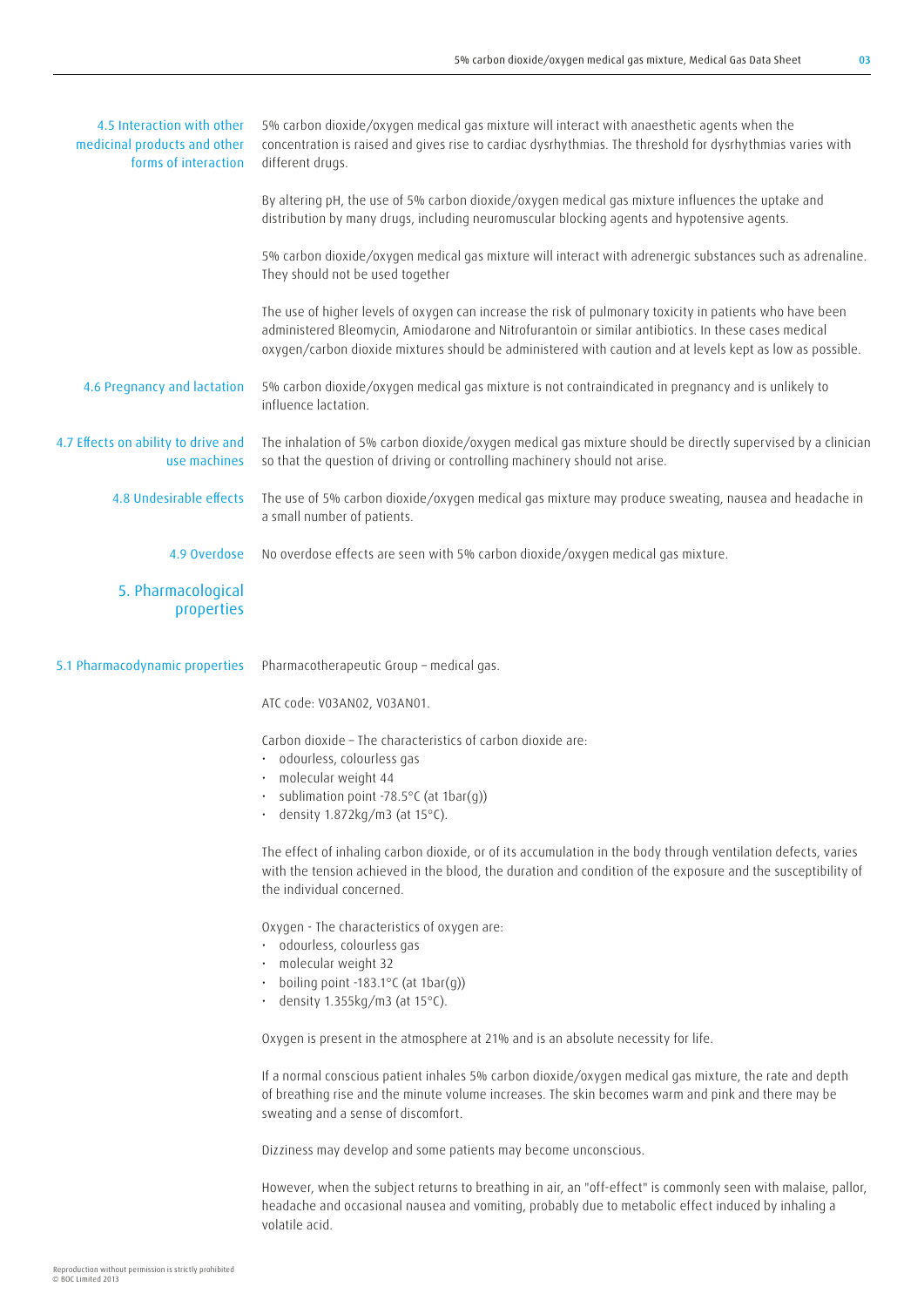### 4.5 Interaction with other medicinal products and other forms of interaction

5% carbon dioxide/oxygen medical gas mixture will interact with anaesthetic agents when the concentration is raised and gives rise to cardiac dysrhythmias. The threshold for dysrhythmias varies with different drugs.

By altering pH, the use of 5% carbon dioxide/oxygen medical gas mixture influences the uptake and distribution by many drugs, including neuromuscular blocking agents and hypotensive agents.

5% carbon dioxide/oxygen medical gas mixture will interact with adrenergic substances such as adrenaline. They should not be used together

The use of higher levels of oxygen can increase the risk of pulmonary toxicity in patients who have been administered Bleomycin, Amiodarone and Nitrofurantoin or similar antibiotics. In these cases medical oxygen/carbon dioxide mixtures should be administered with caution and at levels kept as low as possible.

### 4.6 Pregnancy and lactation

5% carbon dioxide/oxygen medical gas mixture is not contraindicated in pregnancy and is unlikely to influence lactation.

### 4.7 Effects on ability to drive and use machines

The inhalation of 5% carbon dioxide/oxygen medical gas mixture should be directly supervised by a clinician so that the question of driving or controlling machinery should not arise.

### 4.8 Undesirable effects

The use of 5% carbon dioxide/oxygen medical gas mixture may produce sweating, nausea and headache in a small number of patients.

### 4.9 Overdose

No overdose effects are seen with 5% carbon dioxide/oxygen medical gas mixture.

## 5. Pharmacological properties

### 5.1 Pharmacodynamic properties

Pharmacotherapeutic Group – medical gas.

ATC code: V03AN02, V03AN01.

Carbon dioxide – The characteristics of carbon dioxide are:

- odourless, colourless gas
- molecular weight 44
- sublimation point -78.5°C (at 1bar(g))
- density 1.872kg/m3 (at 15°C).

The effect of inhaling carbon dioxide, or of its accumulation in the body through ventilation defects, varies with the tension achieved in the blood, the duration and condition of the exposure and the susceptibility of the individual concerned.

Oxygen - The characteristics of oxygen are:

- odourless, colourless gas
- molecular weight 32
- boiling point -183.1°C (at 1bar(g))
- density 1.355kg/m3 (at 15°C).

Oxygen is present in the atmosphere at 21% and is an absolute necessity for life.

If a normal conscious patient inhales 5% carbon dioxide/oxygen medical gas mixture, the rate and depth of breathing rise and the minute volume increases. The skin becomes warm and pink and there may be sweating and a sense of discomfort.

Dizziness may develop and some patients may become unconscious.

However, when the subject returns to breathing in air, an "off-effect" is commonly seen with malaise, pallor, headache and occasional nausea and vomiting, probably due to metabolic effect induced by inhaling a volatile acid.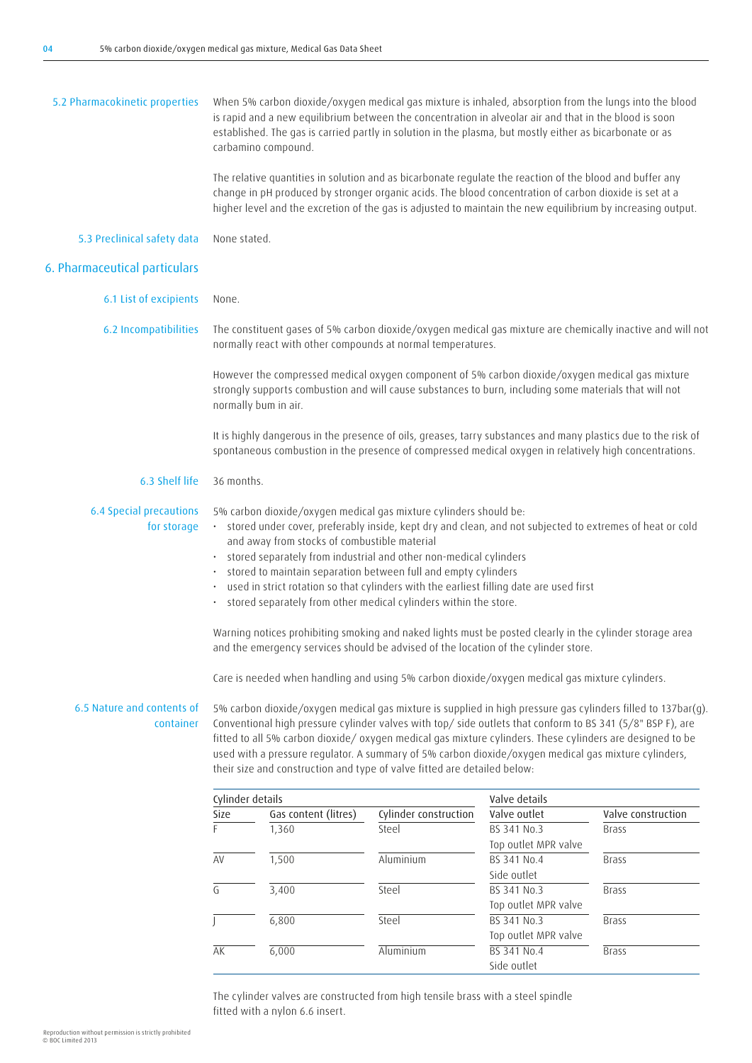### 5.2 Pharmacokinetic properties

When 5% carbon dioxide/oxygen medical gas mixture is inhaled, absorption from the lungs into the blood is rapid and a new equilibrium between the concentration in alveolar air and that in the blood is soon established. The gas is carried partly in solution in the plasma, but mostly either as bicarbonate or as carbamino compound.

The relative quantities in solution and as bicarbonate regulate the reaction of the blood and buffer any change in pH produced by stronger organic acids. The blood concentration of carbon dioxide is set at a higher level and the excretion of the gas is adjusted to maintain the new equilibrium by increasing output.

### 5.3 Preclinical safety data

None stated.

## 6. Pharmaceutical particulars

### 6.1 List of excipients

None.

### 6.2 Incompatibilities

The constituent gases of 5% carbon dioxide/oxygen medical gas mixture are chemically inactive and will not normally react with other compounds at normal temperatures.

However the compressed medical oxygen component of 5% carbon dioxide/oxygen medical gas mixture strongly supports combustion and will cause substances to burn, including some materials that will not normally bum in air.

It is highly dangerous in the presence of oils, greases, tarry substances and many plastics due to the risk of spontaneous combustion in the presence of compressed medical oxygen in relatively high concentrations.

### 6.3 Shelf life

36 months.

### 6.4 Special precautions for storage

5% carbon dioxide/oxygen medical gas mixture cylinders should be:

- stored under cover, preferably inside, kept dry and clean, and not subjected to extremes of heat or cold and away from stocks of combustible material
- stored separately from industrial and other non-medical cylinders
- stored to maintain separation between full and empty cylinders
- used in strict rotation so that cylinders with the earliest filling date are used first
- stored separately from other medical cylinders within the store.

Warning notices prohibiting smoking and naked lights must be posted clearly in the cylinder storage area and the emergency services should be advised of the location of the cylinder store.

Care is needed when handling and using 5% carbon dioxide/oxygen medical gas mixture cylinders.

### 6.5 Nature and contents of container

5% carbon dioxide/oxygen medical gas mixture is supplied in high pressure gas cylinders filled to 137bar(g). Conventional high pressure cylinder valves with top/ side outlets that conform to BS 341 (5/8" BSP F), are fitted to all 5% carbon dioxide/ oxygen medical gas mixture cylinders. These cylinders are designed to be used with a pressure regulator. A summary of 5% carbon dioxide/oxygen medical gas mixture cylinders, their size and construction and type of valve fitted are detailed below:

| Cylinder details | | | Valve details | |
|---|---|---|---|---|
| Size | Gas content (litres) | Cylinder construction | Valve outlet | Valve construction |
| F | 1,360 | Steel | BS 341 No.3 Top outlet MPR valve | Brass |
| AV | 1,500 | Aluminium | BS 341 No.4 Side outlet | Brass |
| G | 3,400 | Steel | BS 341 No.3 Top outlet MPR valve | Brass |
| J | 6,800 | Steel | BS 341 No.3 Top outlet MPR valve | Brass |
| AK | 6,000 | Aluminium | BS 341 No.4 Side outlet | Brass |

The cylinder valves are constructed from high tensile brass with a steel spindle fitted with a nylon 6.6 insert.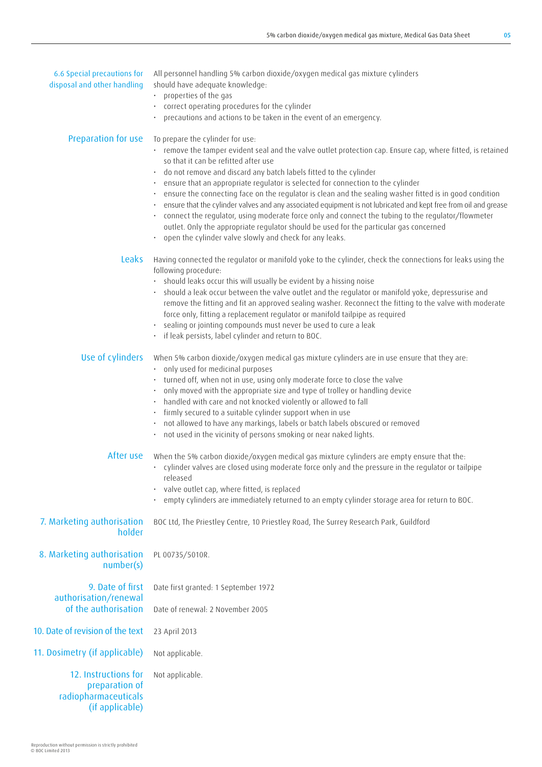### 6.6 Special precautions for disposal and other handling

All personnel handling 5% carbon dioxide/oxygen medical gas mixture cylinders should have adequate knowledge:

- properties of the gas
- correct operating procedures for the cylinder
- precautions and actions to be taken in the event of an emergency.

#### Preparation for use

To prepare the cylinder for use:

- remove the tamper evident seal and the valve outlet protection cap. Ensure cap, where fitted, is retained so that it can be refitted after use
- do not remove and discard any batch labels fitted to the cylinder
- ensure that an appropriate regulator is selected for connection to the cylinder
- ensure the connecting face on the regulator is clean and the sealing washer fitted is in good condition
- ensure that the cylinder valves and any associated equipment is not lubricated and kept free from oil and grease
- connect the regulator, using moderate force only and connect the tubing to the regulator/flowmeter outlet. Only the appropriate regulator should be used for the particular gas concerned
- open the cylinder valve slowly and check for any leaks.

#### Leaks

Having connected the regulator or manifold yoke to the cylinder, check the connections for leaks using the following procedure:

- should leaks occur this will usually be evident by a hissing noise
- should a leak occur between the valve outlet and the regulator or manifold yoke, depressurise and remove the fitting and fit an approved sealing washer. Reconnect the fitting to the valve with moderate force only, fitting a replacement regulator or manifold tailpipe as required
- sealing or jointing compounds must never be used to cure a leak
- if leak persists, label cylinder and return to BOC.

#### Use of cylinders

When 5% carbon dioxide/oxygen medical gas mixture cylinders are in use ensure that they are:

- only used for medicinal purposes
- turned off, when not in use, using only moderate force to close the valve
- only moved with the appropriate size and type of trolley or handling device
- handled with care and not knocked violently or allowed to fall
- firmly secured to a suitable cylinder support when in use
- not allowed to have any markings, labels or batch labels obscured or removed
- not used in the vicinity of persons smoking or near naked lights.

#### After use

When the 5% carbon dioxide/oxygen medical gas mixture cylinders are empty ensure that the:

- cylinder valves are closed using moderate force only and the pressure in the regulator or tailpipe released
- valve outlet cap, where fitted, is replaced
- empty cylinders are immediately returned to an empty cylinder storage area for return to BOC.

## 7. Marketing authorisation holder

BOC Ltd, The Priestley Centre, 10 Priestley Road, The Surrey Research Park, Guildford

## 8. Marketing authorisation number(s)

PL 00735/5010R.

## 9. Date of first authorisation/renewal of the authorisation

Date first granted: 1 September 1972

Date of renewal: 2 November 2005

## 10. Date of revision of the text

23 April 2013

## 11. Dosimetry (if applicable)

Not applicable.

## 12. Instructions for preparation of radiopharmaceuticals (if applicable)

Not applicable.

Reproduction without permission is strictly prohibited
© BOC Limited 2013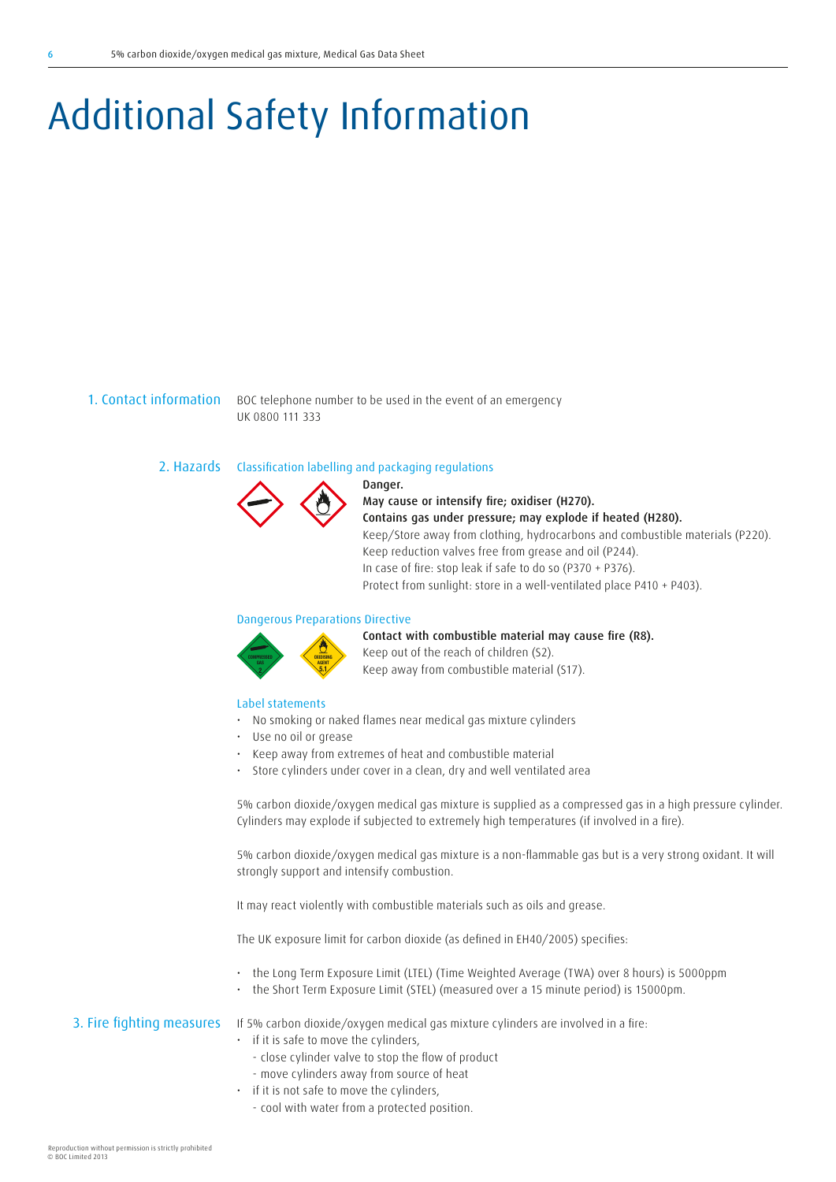# Additional Safety Information

## 1. Contact information

BOC telephone number to be used in the event of an emergency
UK 0800 111 333

## 2. Hazards

### Classification labelling and packaging regulations

**Danger.**
**May cause or intensify fire; oxidiser (H270).**
**Contains gas under pressure; may explode if heated (H280).**
Keep/Store away from clothing, hydrocarbons and combustible materials (P220).
Keep reduction valves free from grease and oil (P244).
In case of fire: stop leak if safe to do so (P370 + P376).
Protect from sunlight: store in a well-ventilated place P410 + P403).

### Dangerous Preparations Directive

**Contact with combustible material may cause fire (R8).**
Keep out of the reach of children (S2).
Keep away from combustible material (S17).

### Label statements

- No smoking or naked flames near medical gas mixture cylinders
- Use no oil or grease
- Keep away from extremes of heat and combustible material
- Store cylinders under cover in a clean, dry and well ventilated area

5% carbon dioxide/oxygen medical gas mixture is supplied as a compressed gas in a high pressure cylinder. Cylinders may explode if subjected to extremely high temperatures (if involved in a fire).

5% carbon dioxide/oxygen medical gas mixture is a non-flammable gas but is a very strong oxidant. It will strongly support and intensify combustion.

It may react violently with combustible materials such as oils and grease.

The UK exposure limit for carbon dioxide (as defined in EH40/2005) specifies:

- the Long Term Exposure Limit (LTEL) (Time Weighted Average (TWA) over 8 hours) is 5000ppm
- the Short Term Exposure Limit (STEL) (measured over a 15 minute period) is 15000pm.

## 3. Fire fighting measures

If 5% carbon dioxide/oxygen medical gas mixture cylinders are involved in a fire:

- if it is safe to move the cylinders,
  - close cylinder valve to stop the flow of product
  - move cylinders away from source of heat
- if it is not safe to move the cylinders,
  - cool with water from a protected position.

Reproduction without permission is strictly prohibited
© BOC Limited 2013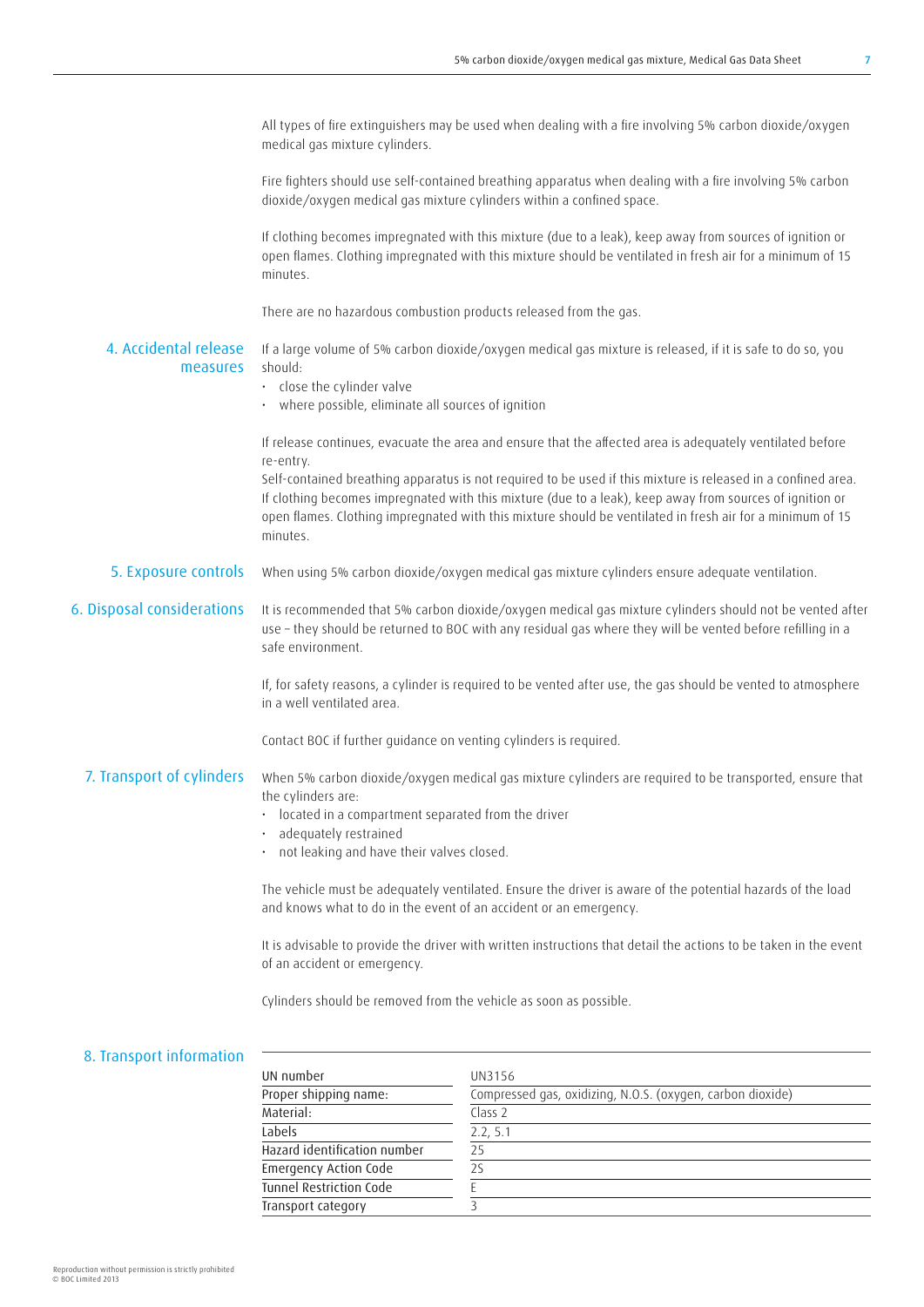All types of fire extinguishers may be used when dealing with a fire involving 5% carbon dioxide/oxygen medical gas mixture cylinders.

Fire fighters should use self-contained breathing apparatus when dealing with a fire involving 5% carbon dioxide/oxygen medical gas mixture cylinders within a confined space.

If clothing becomes impregnated with this mixture (due to a leak), keep away from sources of ignition or open flames. Clothing impregnated with this mixture should be ventilated in fresh air for a minimum of 15 minutes.

There are no hazardous combustion products released from the gas.

## 4. Accidental release measures

If a large volume of 5% carbon dioxide/oxygen medical gas mixture is released, if it is safe to do so, you should:

- close the cylinder valve
- where possible, eliminate all sources of ignition

If release continues, evacuate the area and ensure that the affected area is adequately ventilated before re-entry.
Self-contained breathing apparatus is not required to be used if this mixture is released in a confined area.
If clothing becomes impregnated with this mixture (due to a leak), keep away from sources of ignition or open flames. Clothing impregnated with this mixture should be ventilated in fresh air for a minimum of 15 minutes.

## 5. Exposure controls

When using 5% carbon dioxide/oxygen medical gas mixture cylinders ensure adequate ventilation.

## 6. Disposal considerations

It is recommended that 5% carbon dioxide/oxygen medical gas mixture cylinders should not be vented after use – they should be returned to BOC with any residual gas where they will be vented before refilling in a safe environment.

If, for safety reasons, a cylinder is required to be vented after use, the gas should be vented to atmosphere in a well ventilated area.

Contact BOC if further guidance on venting cylinders is required.

## 7. Transport of cylinders

When 5% carbon dioxide/oxygen medical gas mixture cylinders are required to be transported, ensure that the cylinders are:

- located in a compartment separated from the driver
- adequately restrained
- not leaking and have their valves closed.

The vehicle must be adequately ventilated. Ensure the driver is aware of the potential hazards of the load and knows what to do in the event of an accident or an emergency.

It is advisable to provide the driver with written instructions that detail the actions to be taken in the event of an accident or emergency.

Cylinders should be removed from the vehicle as soon as possible.

## 8. Transport information

| | |
|---|---|
| UN number | UN3156 |
| Proper shipping name: | Compressed gas, oxidizing, N.O.S. (oxygen, carbon dioxide) |
| Material: | Class 2 |
| Labels | 2.2, 5.1 |
| Hazard identification number | 25 |
| Emergency Action Code | 2S |
| Tunnel Restriction Code | E |
| Transport category | 3 |

Reproduction without permission is strictly prohibited
© BOC Limited 2013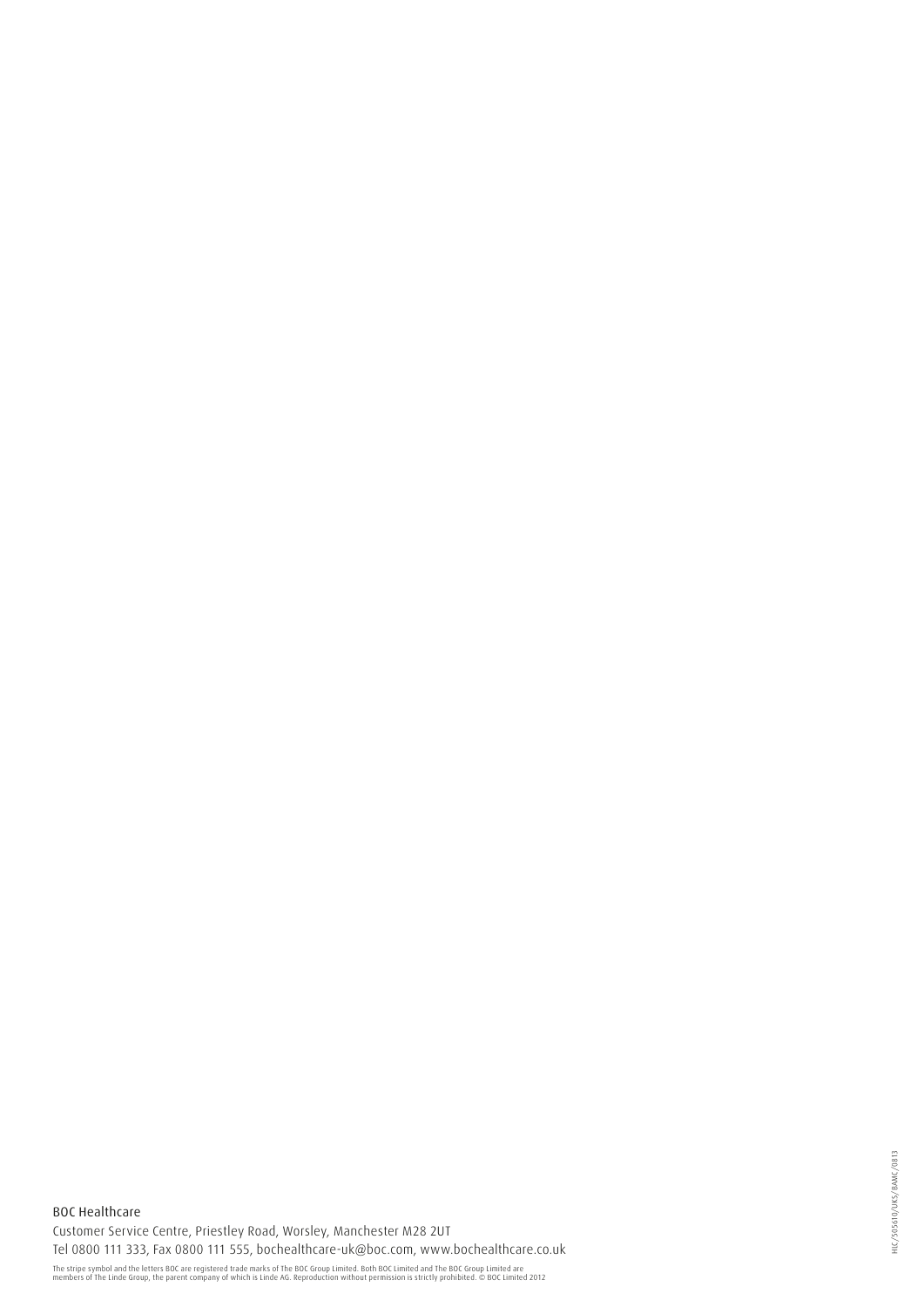BOC Healthcare

Customer Service Centre, Priestley Road, Worsley, Manchester M28 2UT
Tel 0800 111 333, Fax 0800 111 555, bochealthcare-uk@boc.com, www.bochealthcare.co.uk

The stripe symbol and the letters BOC are registered trade marks of The BOC Group Limited. Both BOC Limited and The BOC Group Limited are members of The Linde Group, the parent company of which is Linde AG. Reproduction without permission is strictly prohibited. © BOC Limited 2012

HIC/505610/UKS/BAMC/0813